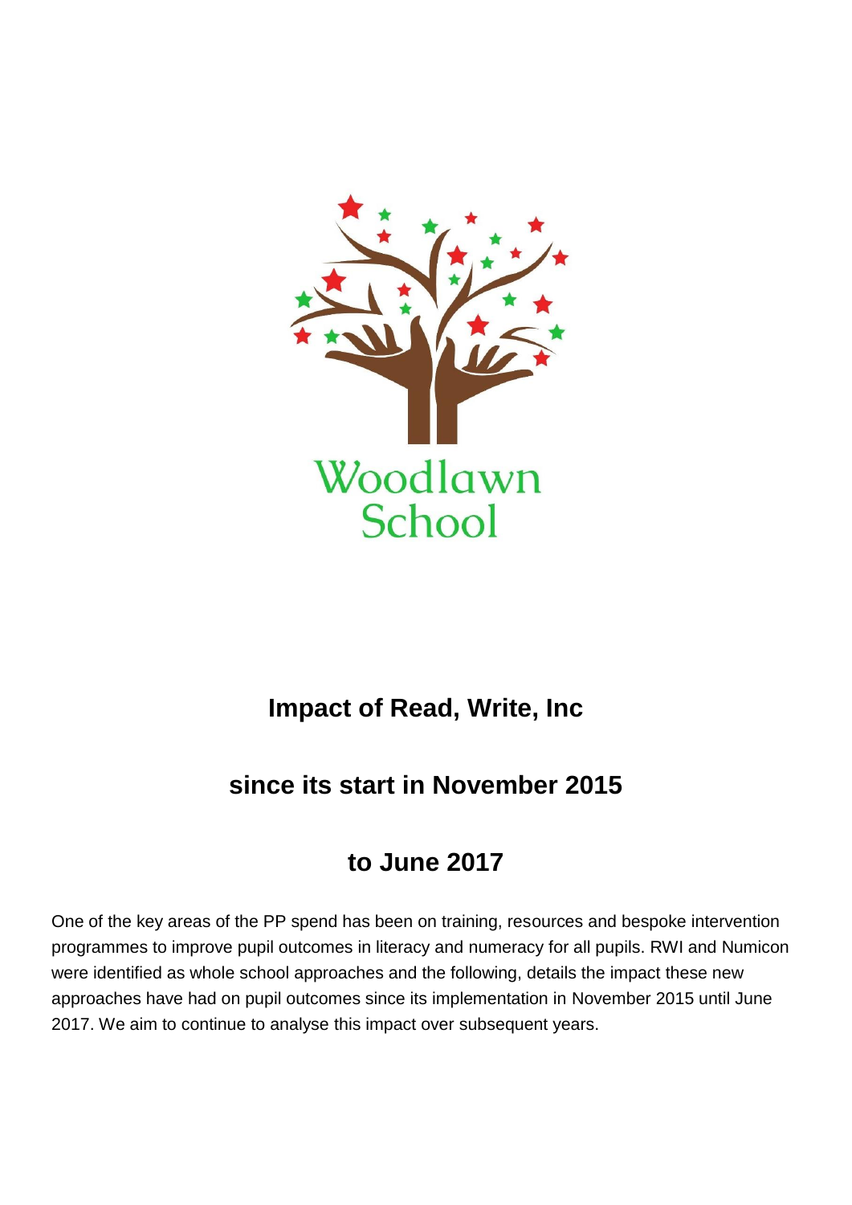Woodlawn School

# Impact of Read, Write, Inc

# since its start in November 2015

# to June 2017

One of the key areas of the PP spend has been on training, resources and bespoke intervention programmes to improve pupil outcomes in literacy and numeracy for all pupils. RWI and Numicon were identified as whole school approaches and the following, details the impact these new approaches have had on pupil outcomes since its implementation in November 2015 until June 2017. We aim to continue to analyse this impact over subsequent years.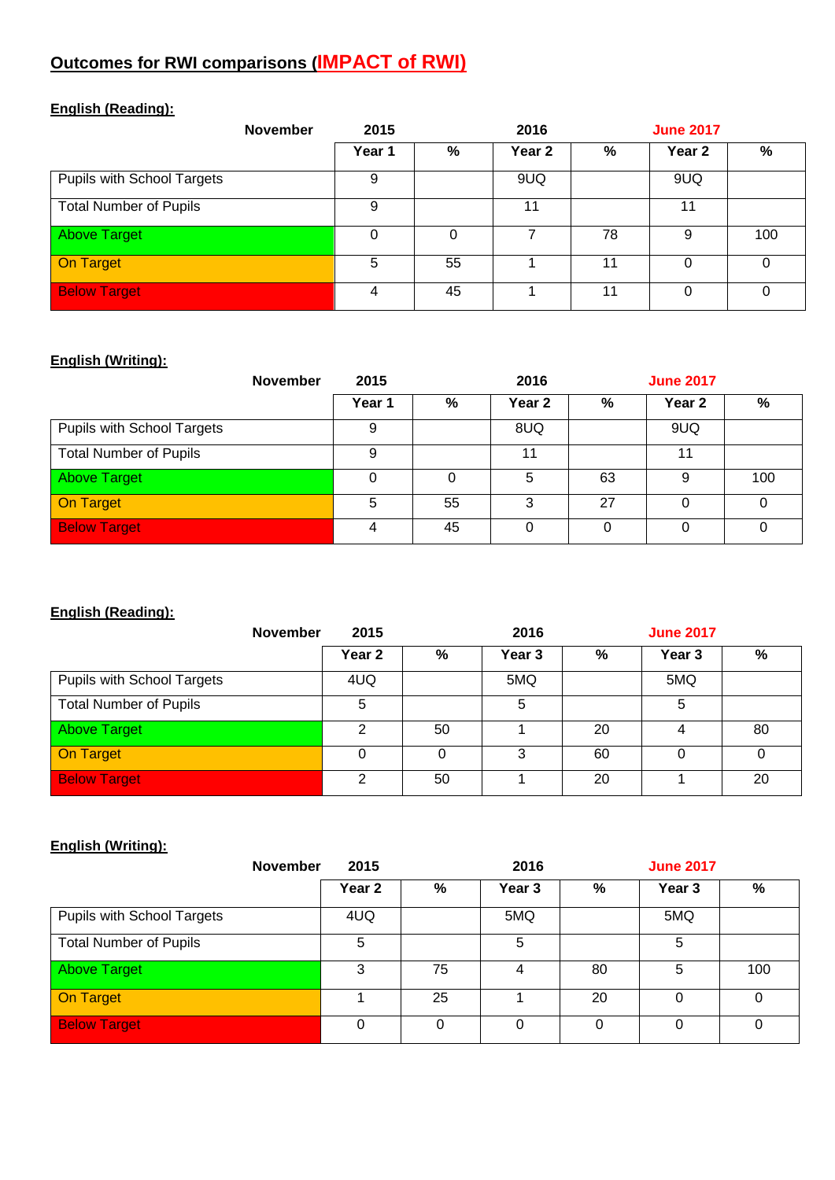## Outcomes for RWI comparisons (IMPACT of RWI)

### English (Reading):

| November | 2015 | | 2016 | | June 2017 | |
|---|---|---|---|---|---|---|
| | Year 1 | % | Year 2 | % | Year 2 | % |
| Pupils with School Targets | 9 | | 9UQ | | 9UQ | |
| Total Number of Pupils | 9 | | 11 | | 11 | |
| Above Target | 0 | 0 | 7 | 78 | 9 | 100 |
| On Target | 5 | 55 | 1 | 11 | 0 | 0 |
| Below Target | 4 | 45 | 1 | 11 | 0 | 0 |

### English (Writing):

| November | 2015 | | 2016 | | June 2017 | |
|---|---|---|---|---|---|---|
| | Year 1 | % | Year 2 | % | Year 2 | % |
| Pupils with School Targets | 9 | | 8UQ | | 9UQ | |
| Total Number of Pupils | 9 | | 11 | | 11 | |
| Above Target | 0 | 0 | 5 | 63 | 9 | 100 |
| On Target | 5 | 55 | 3 | 27 | 0 | 0 |
| Below Target | 4 | 45 | 0 | 0 | 0 | 0 |

### English (Reading):

| November | 2015 | | 2016 | | June 2017 | |
|---|---|---|---|---|---|---|
| | Year 2 | % | Year 3 | % | Year 3 | % |
| Pupils with School Targets | 4UQ | | 5MQ | | 5MQ | |
| Total Number of Pupils | 5 | | 5 | | 5 | |
| Above Target | 2 | 50 | 1 | 20 | 4 | 80 |
| On Target | 0 | 0 | 3 | 60 | 0 | 0 |
| Below Target | 2 | 50 | 1 | 20 | 1 | 20 |

### English (Writing):

| November | 2015 | | 2016 | | June 2017 | |
|---|---|---|---|---|---|---|
| | Year 2 | % | Year 3 | % | Year 3 | % |
| Pupils with School Targets | 4UQ | | 5MQ | | 5MQ | |
| Total Number of Pupils | 5 | | 5 | | 5 | |
| Above Target | 3 | 75 | 4 | 80 | 5 | 100 |
| On Target | 1 | 25 | 1 | 20 | 0 | 0 |
| Below Target | 0 | 0 | 0 | 0 | 0 | 0 |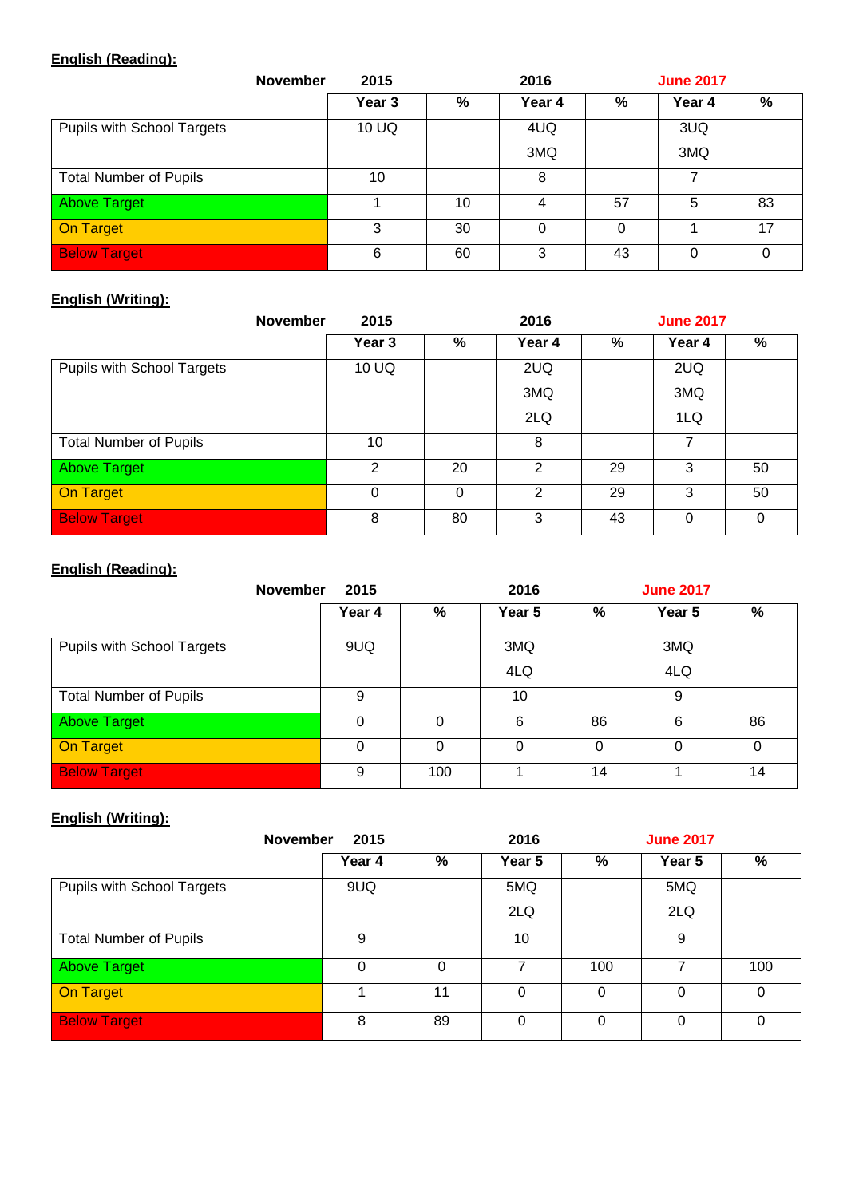**English (Reading):**

| November | 2015 | | 2016 | | June 2017 | |
|---|---|---|---|---|---|---|
| | Year 3 | % | Year 4 | % | Year 4 | % |
| Pupils with School Targets | 10 UQ | | 4UQ<br>3MQ | | 3UQ<br>3MQ | |
| Total Number of Pupils | 10 | | 8 | | 7 | |
| Above Target | 1 | 10 | 4 | 57 | 5 | 83 |
| On Target | 3 | 30 | 0 | 0 | 1 | 17 |
| Below Target | 6 | 60 | 3 | 43 | 0 | 0 |

**English (Writing):**

| November | 2015 | | 2016 | | June 2017 | |
|---|---|---|---|---|---|---|
| | Year 3 | % | Year 4 | % | Year 4 | % |
| Pupils with School Targets | 10 UQ | | 2UQ<br>3MQ<br>2LQ | | 2UQ<br>3MQ<br>1LQ | |
| Total Number of Pupils | 10 | | 8 | | 7 | |
| Above Target | 2 | 20 | 2 | 29 | 3 | 50 |
| On Target | 0 | 0 | 2 | 29 | 3 | 50 |
| Below Target | 8 | 80 | 3 | 43 | 0 | 0 |

**English (Reading):**

| November | 2015 | | 2016 | | June 2017 | |
|---|---|---|---|---|---|---|
| | Year 4 | % | Year 5 | % | Year 5 | % |
| Pupils with School Targets | 9UQ | | 3MQ<br>4LQ | | 3MQ<br>4LQ | |
| Total Number of Pupils | 9 | | 10 | | 9 | |
| Above Target | 0 | 0 | 6 | 86 | 6 | 86 |
| On Target | 0 | 0 | 0 | 0 | 0 | 0 |
| Below Target | 9 | 100 | 1 | 14 | 1 | 14 |

**English (Writing):**

| November | 2015 | | 2016 | | June 2017 | |
|---|---|---|---|---|---|---|
| | Year 4 | % | Year 5 | % | Year 5 | % |
| Pupils with School Targets | 9UQ | | 5MQ<br>2LQ | | 5MQ<br>2LQ | |
| Total Number of Pupils | 9 | | 10 | | 9 | |
| Above Target | 0 | 0 | 7 | 100 | 7 | 100 |
| On Target | 1 | 11 | 0 | 0 | 0 | 0 |
| Below Target | 8 | 89 | 0 | 0 | 0 | 0 |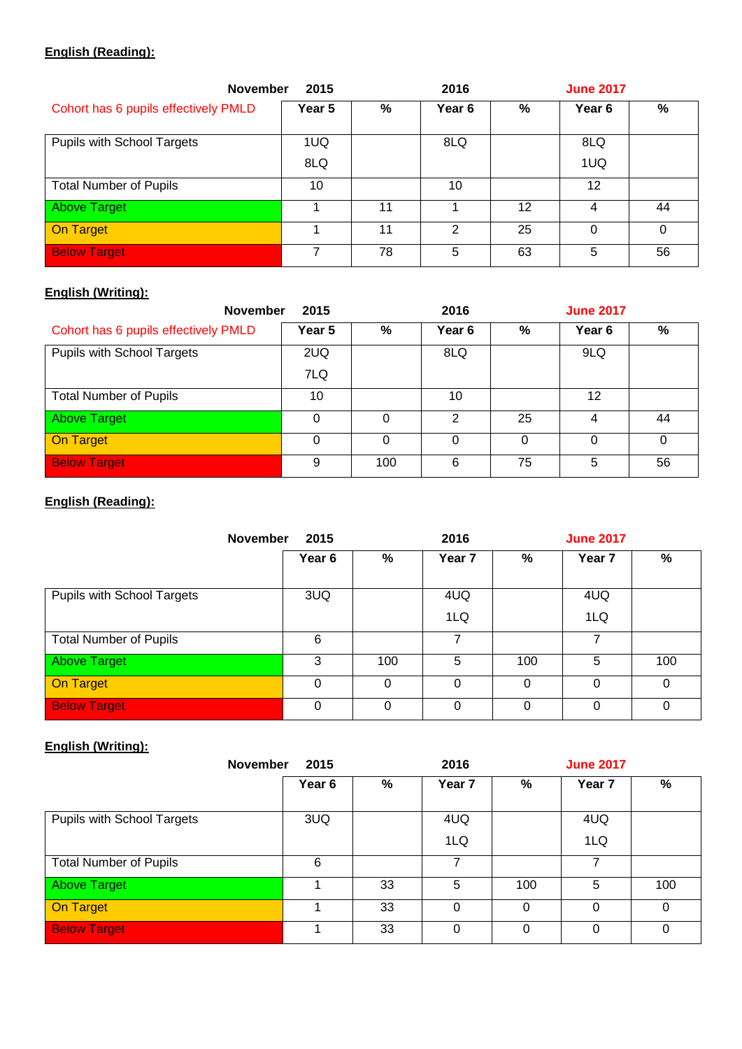**English (Reading):**

| November | 2015 | | 2016 | | June 2017 | |
|---|---|---|---|---|---|---|
| Cohort has 6 pupils effectively PMLD | Year 5 | % | Year 6 | % | Year 6 | % |
| Pupils with School Targets | 1UQ<br>8LQ | | 8LQ | | 8LQ<br>1UQ | |
| Total Number of Pupils | 10 | | 10 | | 12 | |
| Above Target | 1 | 11 | 1 | 12 | 4 | 44 |
| On Target | 1 | 11 | 2 | 25 | 0 | 0 |
| Below Target | 7 | 78 | 5 | 63 | 5 | 56 |

**English (Writing):**

| November | 2015 | | 2016 | | June 2017 | |
|---|---|---|---|---|---|---|
| Cohort has 6 pupils effectively PMLD | Year 5 | % | Year 6 | % | Year 6 | % |
| Pupils with School Targets | 2UQ<br>7LQ | | 8LQ | | 9LQ | |
| Total Number of Pupils | 10 | | 10 | | 12 | |
| Above Target | 0 | 0 | 2 | 25 | 4 | 44 |
| On Target | 0 | 0 | 0 | 0 | 0 | 0 |
| Below Target | 9 | 100 | 6 | 75 | 5 | 56 |

**English (Reading):**

| November | 2015 | | 2016 | | June 2017 | |
|---|---|---|---|---|---|---|
| | Year 6 | % | Year 7 | % | Year 7 | % |
| Pupils with School Targets | 3UQ | | 4UQ<br>1LQ | | 4UQ<br>1LQ | |
| Total Number of Pupils | 6 | | 7 | | 7 | |
| Above Target | 3 | 100 | 5 | 100 | 5 | 100 |
| On Target | 0 | 0 | 0 | 0 | 0 | 0 |
| Below Target | 0 | 0 | 0 | 0 | 0 | 0 |

**English (Writing):**

| November | 2015 | | 2016 | | June 2017 | |
|---|---|---|---|---|---|---|
| | Year 6 | % | Year 7 | % | Year 7 | % |
| Pupils with School Targets | 3UQ | | 4UQ<br>1LQ | | 4UQ<br>1LQ | |
| Total Number of Pupils | 6 | | 7 | | 7 | |
| Above Target | 1 | 33 | 5 | 100 | 5 | 100 |
| On Target | 1 | 33 | 0 | 0 | 0 | 0 |
| Below Target | 1 | 33 | 0 | 0 | 0 | 0 |